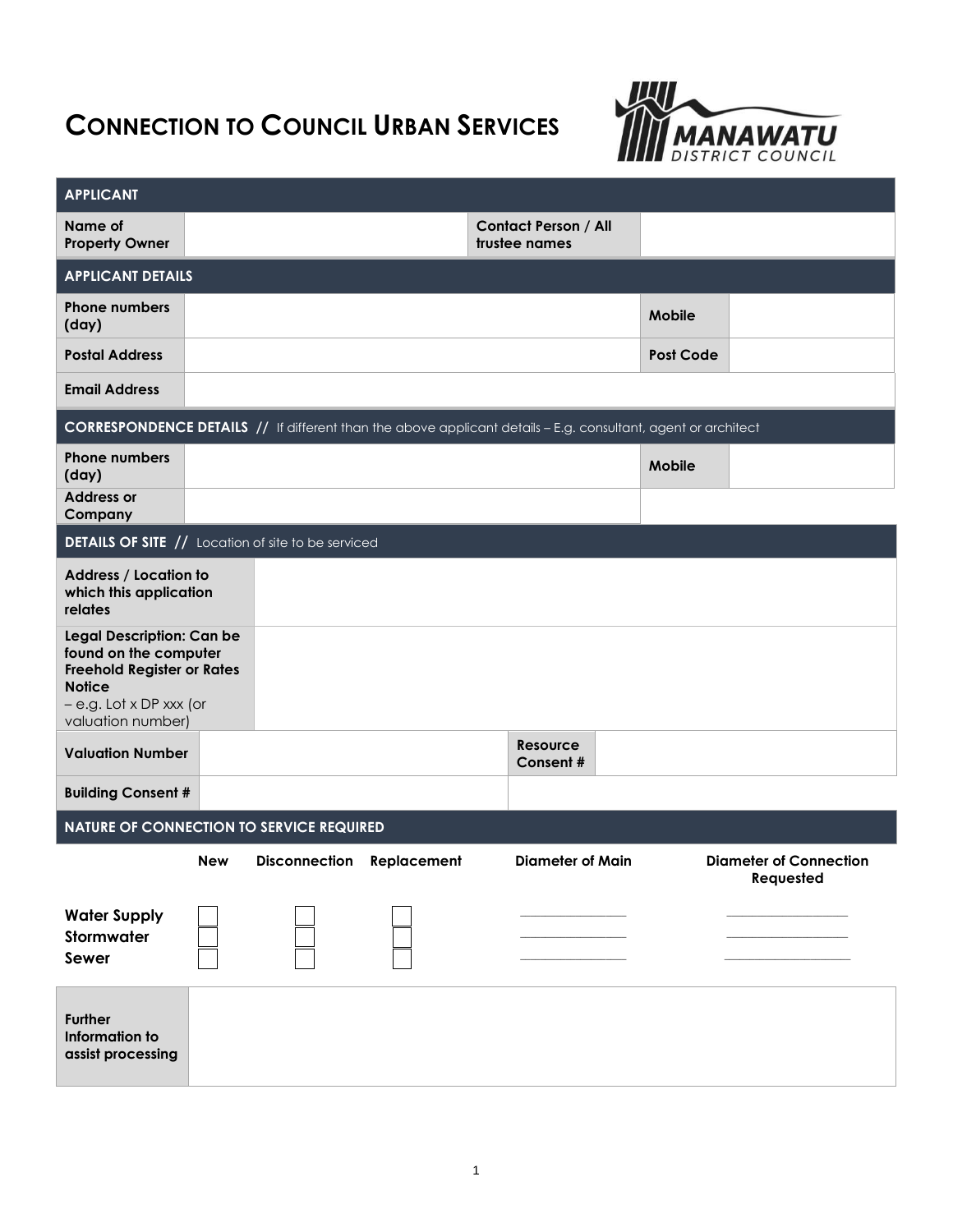# CONNECTION TO COUNCIL URBAN SERVICES

MANAWATU DISTRICT COUNCIL

| **APPLICANT** | | | |
|---|---|---|---|
| **Name of Property Owner** | | **Contact Person / All trustee names** | |

| **APPLICANT DETAILS** | | | |
|---|---|---|---|
| **Phone numbers (day)** | | **Mobile** | |
| **Postal Address** | | **Post Code** | |
| **Email Address** | | | |

**CORRESPONDENCE DETAILS //** If different than the above applicant details – E.g. consultant, agent or architect

| | | | |
|---|---|---|---|
| **Phone numbers (day)** | | **Mobile** | |
| **Address or Company** | | | |

**DETAILS OF SITE //** Location of site to be serviced

| | |
|---|---|
| **Address / Location to which this application relates** | |
| **Legal Description: Can be found on the computer Freehold Register or Rates Notice** – e.g. Lot x DP xxx (or valuation number) | |

| | | | |
|---|---|---|---|
| **Valuation Number** | | **Resource Consent #** | |
| **Building Consent #** | | | |

**NATURE OF CONNECTION TO SERVICE REQUIRED**

| | New | Disconnection | Replacement | Diameter of Main | Diameter of Connection Requested |
|---|---|---|---|---|---|
| **Water Supply** | ☐ | ☐ | ☐ | ____________ | ____________ |
| **Stormwater** | ☐ | ☐ | ☐ | ____________ | ____________ |
| **Sewer** | ☐ | ☐ | ☐ | ____________ | ____________ |

| | |
|---|---|
| **Further Information to assist processing** | |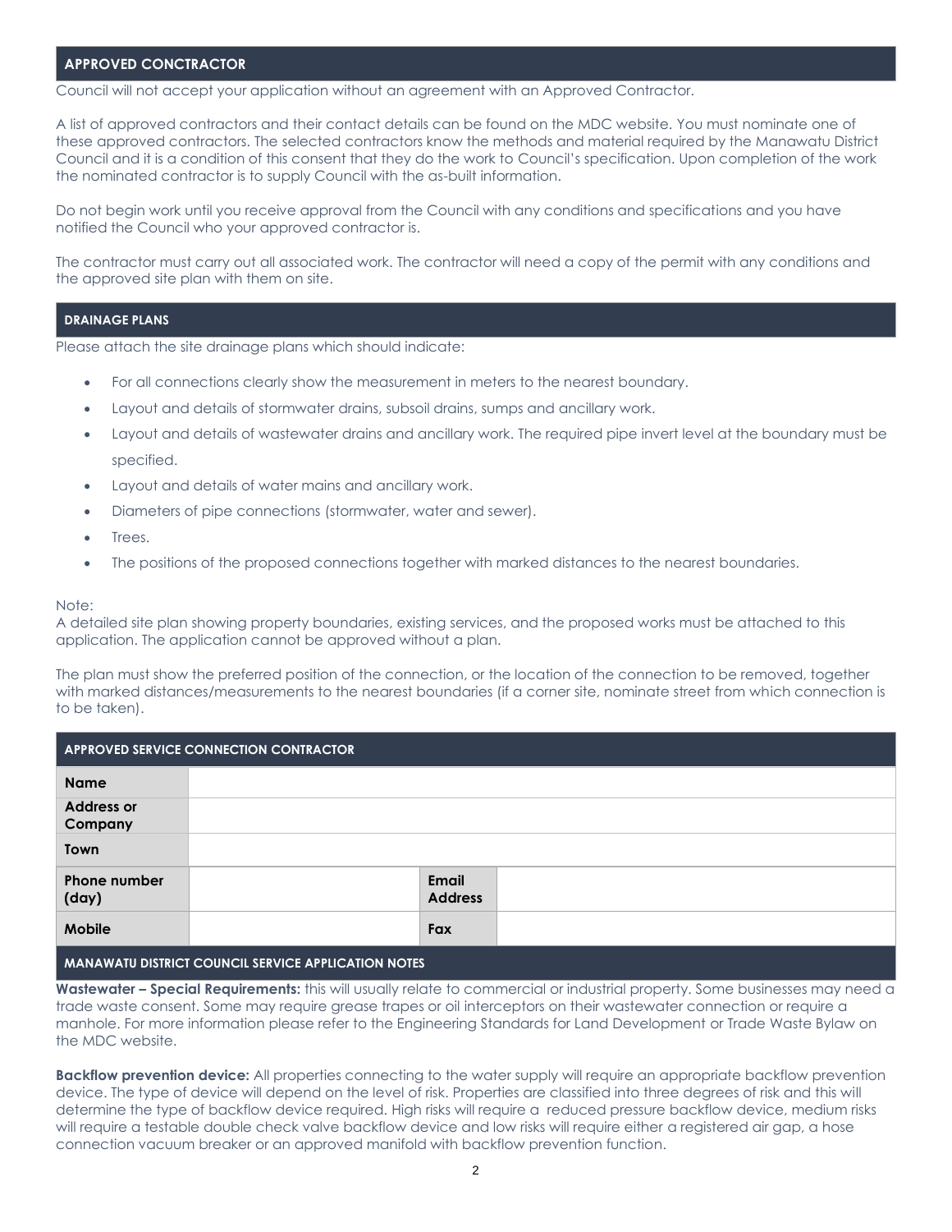## APPROVED CONCTRACTOR

Council will not accept your application without an agreement with an Approved Contractor.

A list of approved contractors and their contact details can be found on the MDC website. You must nominate one of these approved contractors. The selected contractors know the methods and material required by the Manawatu District Council and it is a condition of this consent that they do the work to Council's specification. Upon completion of the work the nominated contractor is to supply Council with the as-built information.

Do not begin work until you receive approval from the Council with any conditions and specifications and you have notified the Council who your approved contractor is.

The contractor must carry out all associated work. The contractor will need a copy of the permit with any conditions and the approved site plan with them on site.

## DRAINAGE PLANS

Please attach the site drainage plans which should indicate:

- For all connections clearly show the measurement in meters to the nearest boundary.
- Layout and details of stormwater drains, subsoil drains, sumps and ancillary work.
- Layout and details of wastewater drains and ancillary work. The required pipe invert level at the boundary must be specified.
- Layout and details of water mains and ancillary work.
- Diameters of pipe connections (stormwater, water and sewer).
- Trees.
- The positions of the proposed connections together with marked distances to the nearest boundaries.

Note:
A detailed site plan showing property boundaries, existing services, and the proposed works must be attached to this application. The application cannot be approved without a plan.

The plan must show the preferred position of the connection, or the location of the connection to be removed, together with marked distances/measurements to the nearest boundaries (if a corner site, nominate street from which connection is to be taken).

## APPROVED SERVICE CONNECTION CONTRACTOR

| | | | |
|---|---|---|---|
| **Name** | | | |
| **Address or Company** | | | |
| **Town** | | | |
| **Phone number (day)** | | **Email Address** | |
| **Mobile** | | **Fax** | |

## MANAWATU DISTRICT COUNCIL SERVICE APPLICATION NOTES

**Wastewater – Special Requirements:** this will usually relate to commercial or industrial property. Some businesses may need a trade waste consent. Some may require grease trapes or oil interceptors on their wastewater connection or require a manhole. For more information please refer to the Engineering Standards for Land Development or Trade Waste Bylaw on the MDC website.

**Backflow prevention device:** All properties connecting to the water supply will require an appropriate backflow prevention device. The type of device will depend on the level of risk. Properties are classified into three degrees of risk and this will determine the type of backflow device required. High risks will require a reduced pressure backflow device, medium risks will require a testable double check valve backflow device and low risks will require either a registered air gap, a hose connection vacuum breaker or an approved manifold with backflow prevention function.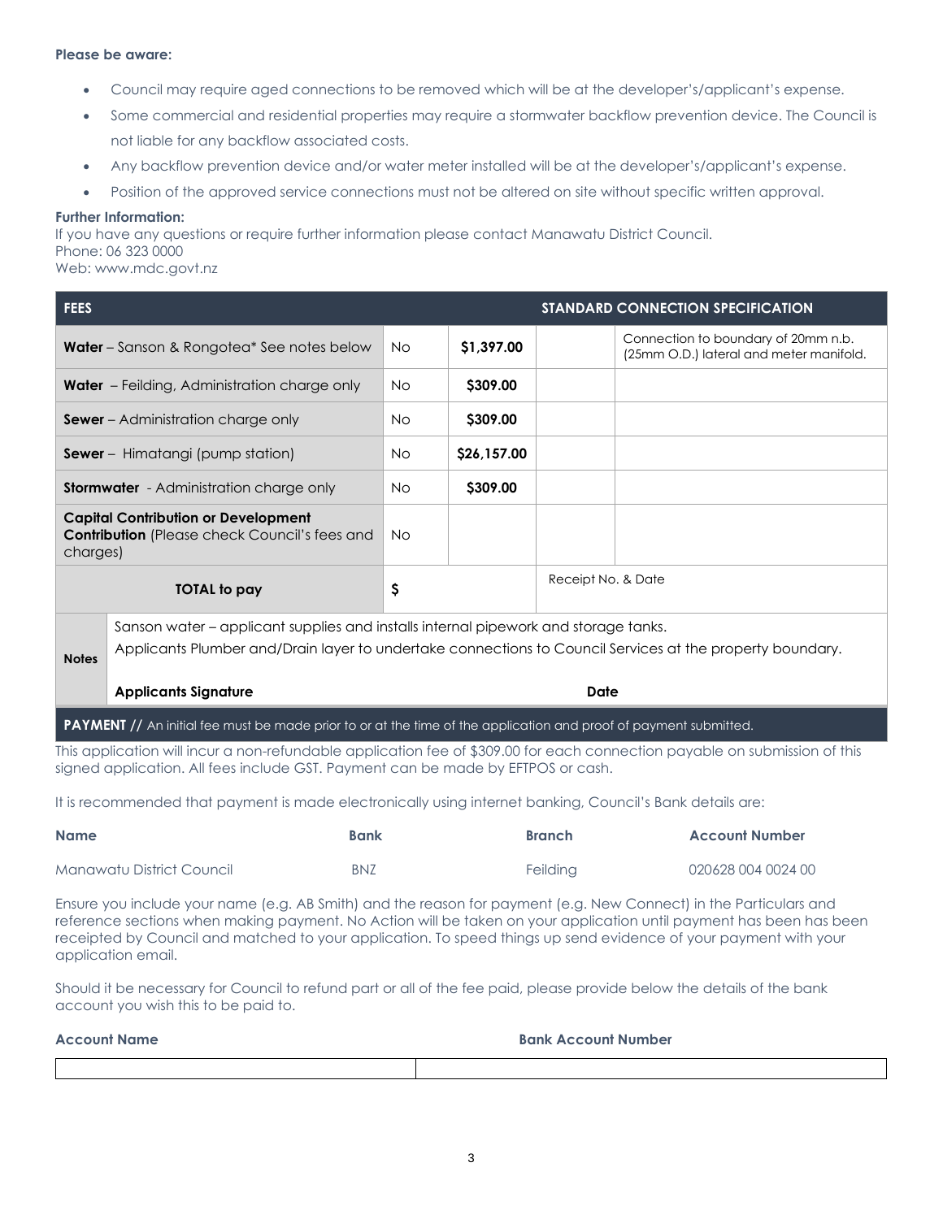**Please be aware:**

- Council may require aged connections to be removed which will be at the developer's/applicant's expense.
- Some commercial and residential properties may require a stormwater backflow prevention device. The Council is not liable for any backflow associated costs.
- Any backflow prevention device and/or water meter installed will be at the developer's/applicant's expense.
- Position of the approved service connections must not be altered on site without specific written approval.

**Further Information:**
If you have any questions or require further information please contact Manawatu District Council.
Phone: 06 323 0000
Web: www.mdc.govt.nz

| FEES | | | | STANDARD CONNECTION SPECIFICATION |
|---|---|---|---|---|
| **Water** – Sanson & Rongotea* See notes below | No | **$1,397.00** | | Connection to boundary of 20mm n.b. (25mm O.D.) lateral and meter manifold. |
| **Water** – Feilding, Administration charge only | No | **$309.00** | | |
| **Sewer** – Administration charge only | No | **$309.00** | | |
| **Sewer** – Himatangi (pump station) | No | **$26,157.00** | | |
| **Stormwater** - Administration charge only | No | **$309.00** | | |
| **Capital Contribution or Development Contribution** (Please check Council's fees and charges) | No | | | |
| **TOTAL to pay** | $ | | Receipt No. & Date | |

| **Notes** | Sanson water – applicant supplies and installs internal pipework and storage tanks. Applicants Plumber and/Drain layer to undertake connections to Council Services at the property boundary. |
|---|---|
| | **Applicants Signature** **Date** |

**PAYMENT //** An initial fee must be made prior to or at the time of the application and proof of payment submitted.

This application will incur a non-refundable application fee of $309.00 for each connection payable on submission of this signed application. All fees include GST. Payment can be made by EFTPOS or cash.

It is recommended that payment is made electronically using internet banking, Council's Bank details are:

| Name | Bank | Branch | Account Number |
|---|---|---|---|
| Manawatu District Council | BNZ | Feilding | 020628 004 0024 00 |

Ensure you include your name (e.g. AB Smith) and the reason for payment (e.g. New Connect) in the Particulars and reference sections when making payment. No Action will be taken on your application until payment has been has been receipted by Council and matched to your application. To speed things up send evidence of your payment with your application email.

Should it be necessary for Council to refund part or all of the fee paid, please provide below the details of the bank account you wish this to be paid to.

| Account Name | Bank Account Number |
|---|---|
| | |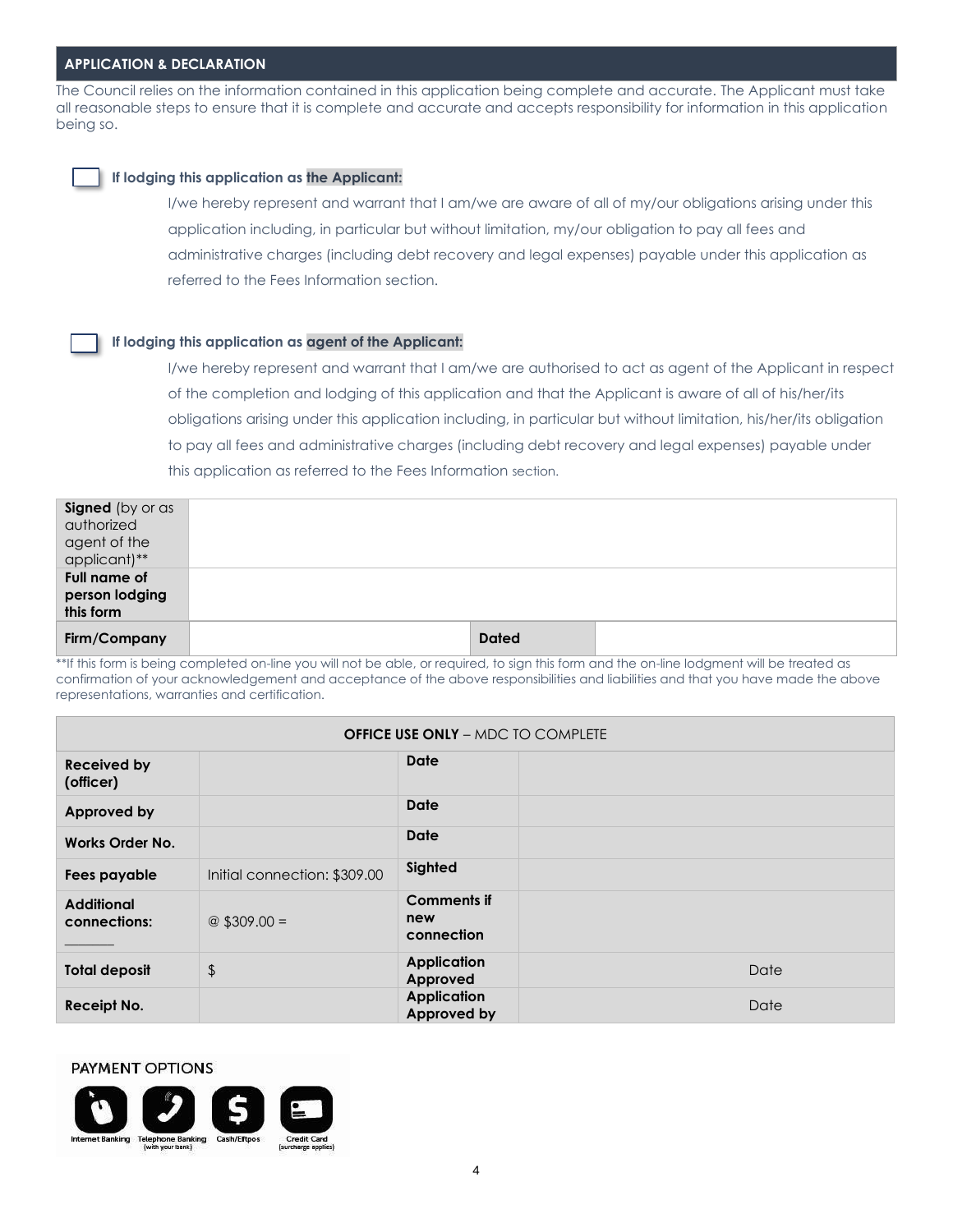## APPLICATION & DECLARATION

The Council relies on the information contained in this application being complete and accurate. The Applicant must take all reasonable steps to ensure that it is complete and accurate and accepts responsibility for information in this application being so.

☐ **If lodging this application as the Applicant:**

I/we hereby represent and warrant that I am/we are aware of all of my/our obligations arising under this application including, in particular but without limitation, my/our obligation to pay all fees and administrative charges (including debt recovery and legal expenses) payable under this application as referred to the Fees Information section.

☐ **If lodging this application as agent of the Applicant:**

I/we hereby represent and warrant that I am/we are authorised to act as agent of the Applicant in respect of the completion and lodging of this application and that the Applicant is aware of all of his/her/its obligations arising under this application including, in particular but without limitation, his/her/its obligation to pay all fees and administrative charges (including debt recovery and legal expenses) payable under this application as referred to the Fees Information section.

| | | | |
|---|---|---|---|
| **Signed** (by or as authorized agent of the applicant)** | | | |
| **Full name of person lodging this form** | | | |
| **Firm/Company** | | **Dated** | |

**If this form is being completed on-line you will not be able, or required, to sign this form and the on-line lodgment will be treated as confirmation of your acknowledgement and acceptance of the above responsibilities and liabilities and that you have made the above representations, warranties and certification.

| **OFFICE USE ONLY** – MDC TO COMPLETE | | | |
|---|---|---|---|
| **Received by (officer)** | | **Date** | |
| **Approved by** | | **Date** | |
| **Works Order No.** | | **Date** | |
| **Fees payable** | Initial connection: $309.00 | **Sighted** | |
| **Additional connections:** _______ | @ $309.00 = | **Comments if new connection** | |
| **Total deposit** | $ | **Application Approved** | Date |
| **Receipt No.** | | **Application Approved by** | Date |

PAYMENT OPTIONS

Internet Banking | Telephone Banking (with your bank) | Cash/Eftpos | Credit Card (surcharge applies)